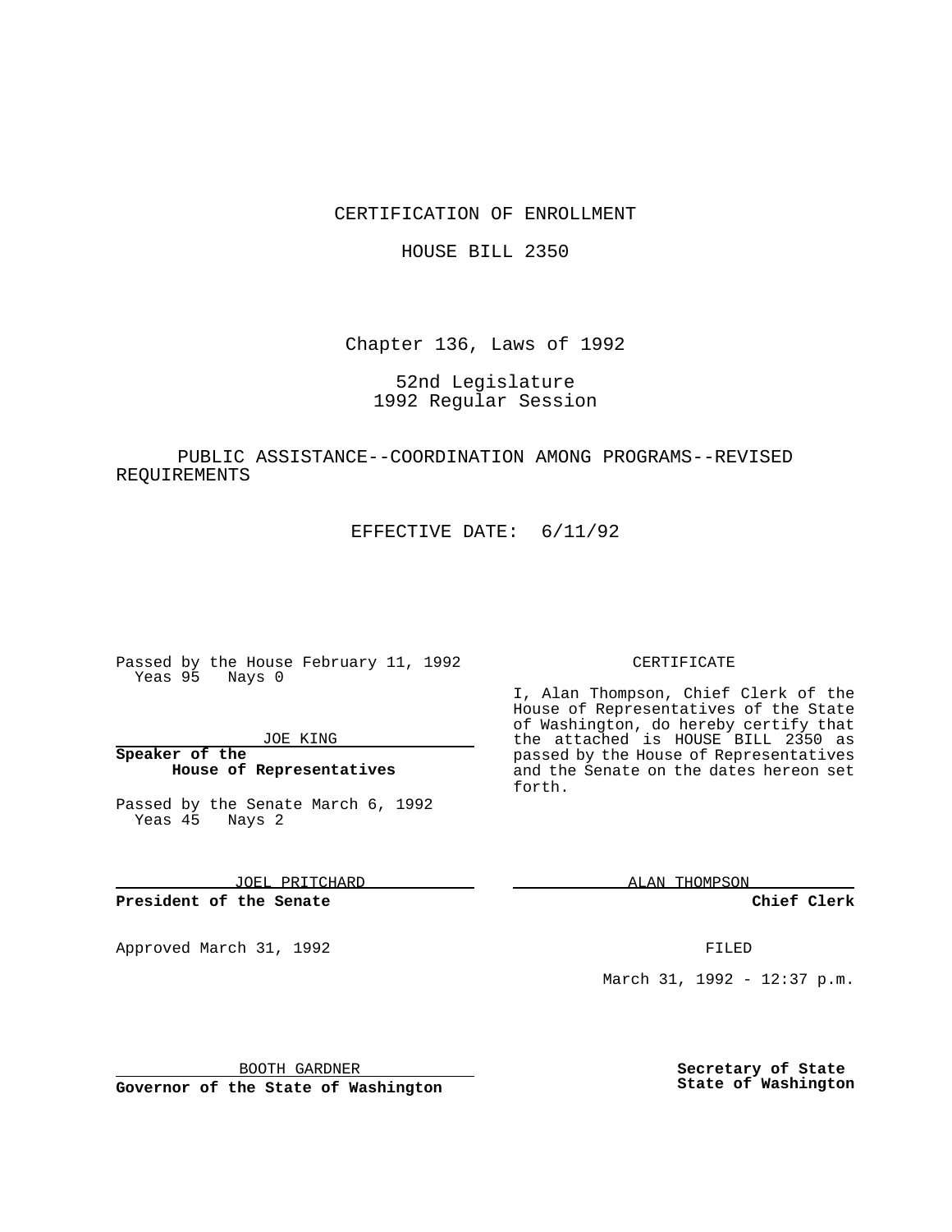CERTIFICATION OF ENROLLMENT

HOUSE BILL 2350

Chapter 136, Laws of 1992

52nd Legislature
1992 Regular Session

PUBLIC ASSISTANCE--COORDINATION AMONG PROGRAMS--REVISED REQUIREMENTS

EFFECTIVE DATE: 6/11/92

Passed by the House February 11, 1992
Yeas 95 Nays 0

JOE KING

**Speaker of the House of Representatives**

Passed by the Senate March 6, 1992
Yeas 45 Nays 2

JOEL PRITCHARD

**President of the Senate**

Approved March 31, 1992

BOOTH GARDNER

**Governor of the State of Washington**

CERTIFICATE

I, Alan Thompson, Chief Clerk of the House of Representatives of the State of Washington, do hereby certify that the attached is HOUSE BILL 2350 as passed by the House of Representatives and the Senate on the dates hereon set forth.

ALAN THOMPSON

**Chief Clerk**

FILED

March 31, 1992 - 12:37 p.m.

**Secretary of State**
**State of Washington**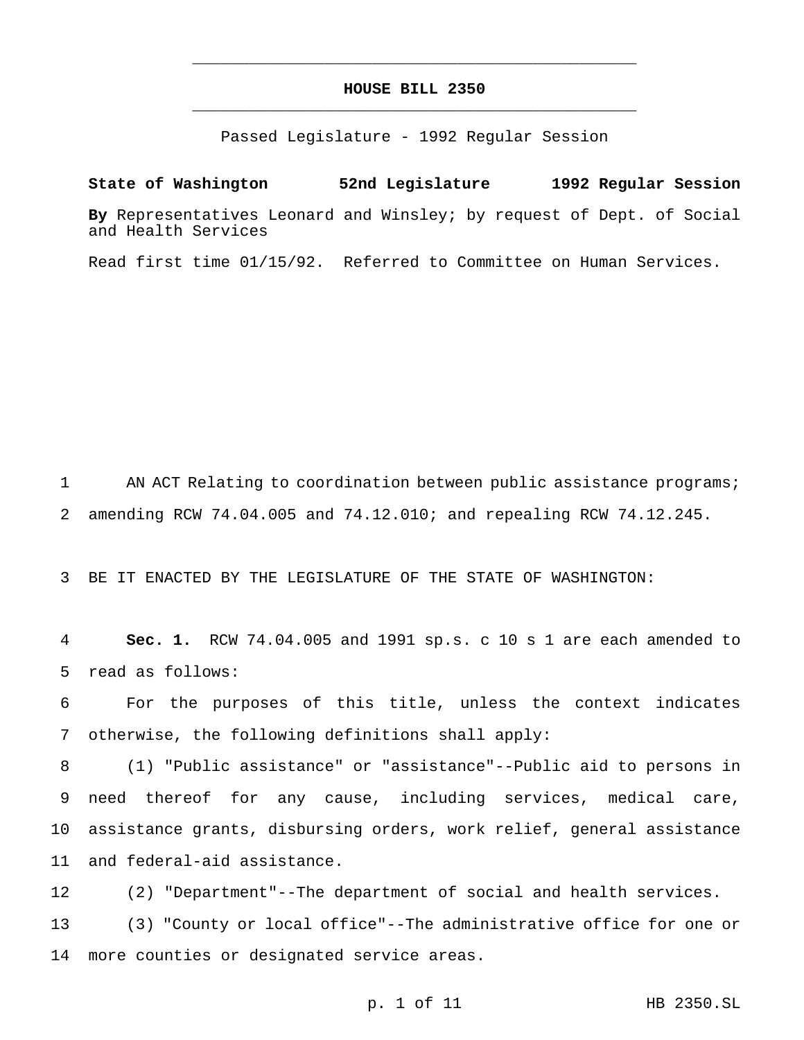# HOUSE BILL 2350

Passed Legislature - 1992 Regular Session

**State of Washington 52nd Legislature 1992 Regular Session**

**By** Representatives Leonard and Winsley; by request of Dept. of Social and Health Services

Read first time 01/15/92. Referred to Committee on Human Services.

1 AN ACT Relating to coordination between public assistance programs;
2 amending RCW 74.04.005 and 74.12.010; and repealing RCW 74.12.245.

3 BE IT ENACTED BY THE LEGISLATURE OF THE STATE OF WASHINGTON:

4 **Sec. 1.** RCW 74.04.005 and 1991 sp.s. c 10 s 1 are each amended to
5 read as follows:

6 For the purposes of this title, unless the context indicates
7 otherwise, the following definitions shall apply:

8 (1) "Public assistance" or "assistance"--Public aid to persons in
9 need thereof for any cause, including services, medical care,
10 assistance grants, disbursing orders, work relief, general assistance
11 and federal-aid assistance.

12 (2) "Department"--The department of social and health services.

13 (3) "County or local office"--The administrative office for one or
14 more counties or designated service areas.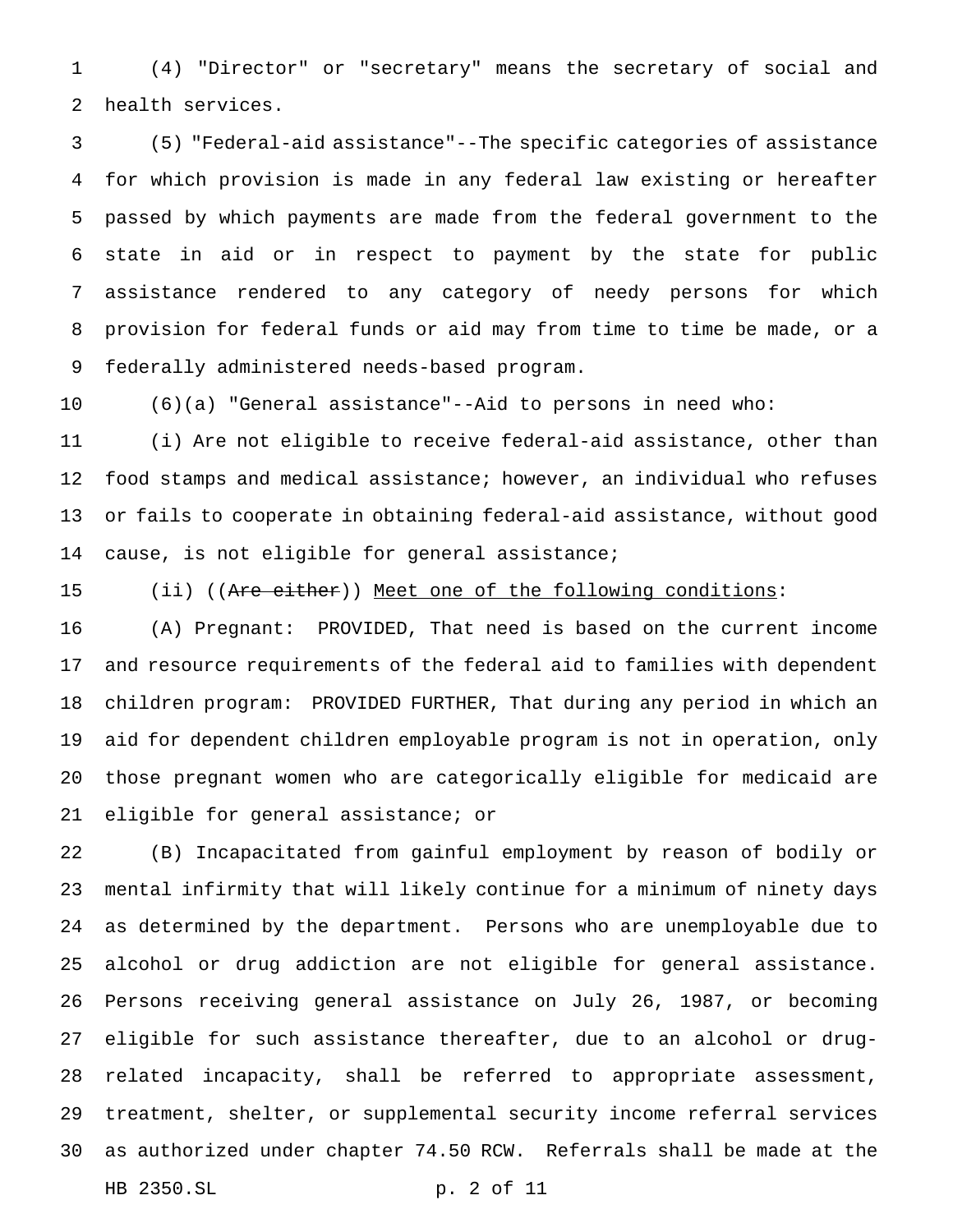(4) "Director" or "secretary" means the secretary of social and health services.

(5) "Federal-aid assistance"--The specific categories of assistance for which provision is made in any federal law existing or hereafter passed by which payments are made from the federal government to the state in aid or in respect to payment by the state for public assistance rendered to any category of needy persons for which provision for federal funds or aid may from time to time be made, or a federally administered needs-based program.

(6)(a) "General assistance"--Aid to persons in need who:

(i) Are not eligible to receive federal-aid assistance, other than food stamps and medical assistance; however, an individual who refuses or fails to cooperate in obtaining federal-aid assistance, without good cause, is not eligible for general assistance;

(ii) ((~~Are either~~)) <u>Meet one of the following conditions</u>:

(A) Pregnant: PROVIDED, That need is based on the current income and resource requirements of the federal aid to families with dependent children program: PROVIDED FURTHER, That during any period in which an aid for dependent children employable program is not in operation, only those pregnant women who are categorically eligible for medicaid are eligible for general assistance; or

(B) Incapacitated from gainful employment by reason of bodily or mental infirmity that will likely continue for a minimum of ninety days as determined by the department. Persons who are unemployable due to alcohol or drug addiction are not eligible for general assistance. Persons receiving general assistance on July 26, 1987, or becoming eligible for such assistance thereafter, due to an alcohol or drug-related incapacity, shall be referred to appropriate assessment, treatment, shelter, or supplemental security income referral services as authorized under chapter 74.50 RCW. Referrals shall be made at the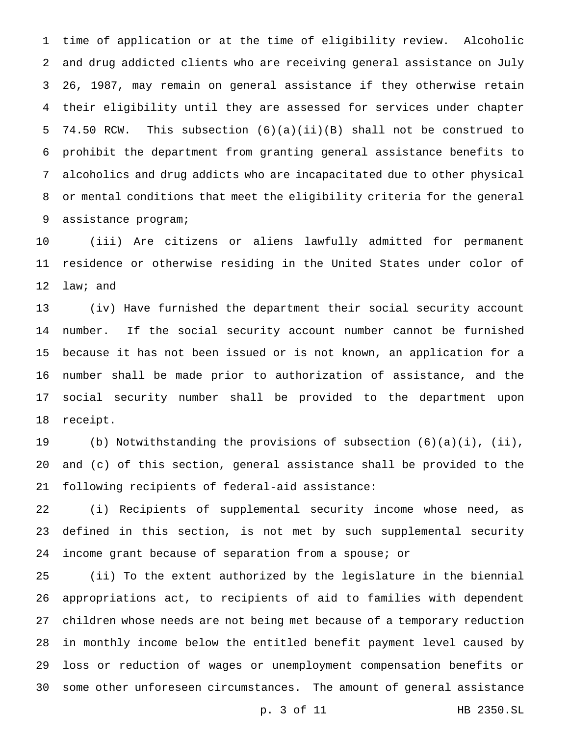time of application or at the time of eligibility review. Alcoholic and drug addicted clients who are receiving general assistance on July 26, 1987, may remain on general assistance if they otherwise retain their eligibility until they are assessed for services under chapter 74.50 RCW. This subsection (6)(a)(ii)(B) shall not be construed to prohibit the department from granting general assistance benefits to alcoholics and drug addicts who are incapacitated due to other physical or mental conditions that meet the eligibility criteria for the general assistance program;

(iii) Are citizens or aliens lawfully admitted for permanent residence or otherwise residing in the United States under color of law; and

(iv) Have furnished the department their social security account number. If the social security account number cannot be furnished because it has not been issued or is not known, an application for a number shall be made prior to authorization of assistance, and the social security number shall be provided to the department upon receipt.

(b) Notwithstanding the provisions of subsection (6)(a)(i), (ii), and (c) of this section, general assistance shall be provided to the following recipients of federal-aid assistance:

(i) Recipients of supplemental security income whose need, as defined in this section, is not met by such supplemental security income grant because of separation from a spouse; or

(ii) To the extent authorized by the legislature in the biennial appropriations act, to recipients of aid to families with dependent children whose needs are not being met because of a temporary reduction in monthly income below the entitled benefit payment level caused by loss or reduction of wages or unemployment compensation benefits or some other unforeseen circumstances. The amount of general assistance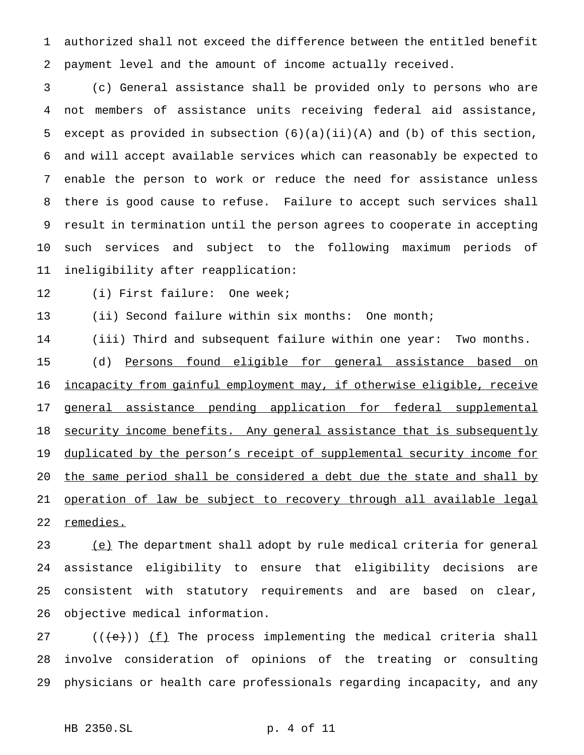authorized shall not exceed the difference between the entitled benefit payment level and the amount of income actually received.

(c) General assistance shall be provided only to persons who are not members of assistance units receiving federal aid assistance, except as provided in subsection (6)(a)(ii)(A) and (b) of this section, and will accept available services which can reasonably be expected to enable the person to work or reduce the need for assistance unless there is good cause to refuse. Failure to accept such services shall result in termination until the person agrees to cooperate in accepting such services and subject to the following maximum periods of ineligibility after reapplication:

(i) First failure: One week;

(ii) Second failure within six months: One month;

(iii) Third and subsequent failure within one year: Two months.

(d) <u>Persons found eligible for general assistance based on incapacity from gainful employment may, if otherwise eligible, receive general assistance pending application for federal supplemental security income benefits. Any general assistance that is subsequently duplicated by the person's receipt of supplemental security income for the same period shall be considered a debt due the state and shall by operation of law be subject to recovery through all available legal remedies.</u>

<u>(e)</u> The department shall adopt by rule medical criteria for general assistance eligibility to ensure that eligibility decisions are consistent with statutory requirements and are based on clear, objective medical information.

((~~(e)~~)) <u>(f)</u> The process implementing the medical criteria shall involve consideration of opinions of the treating or consulting physicians or health care professionals regarding incapacity, and any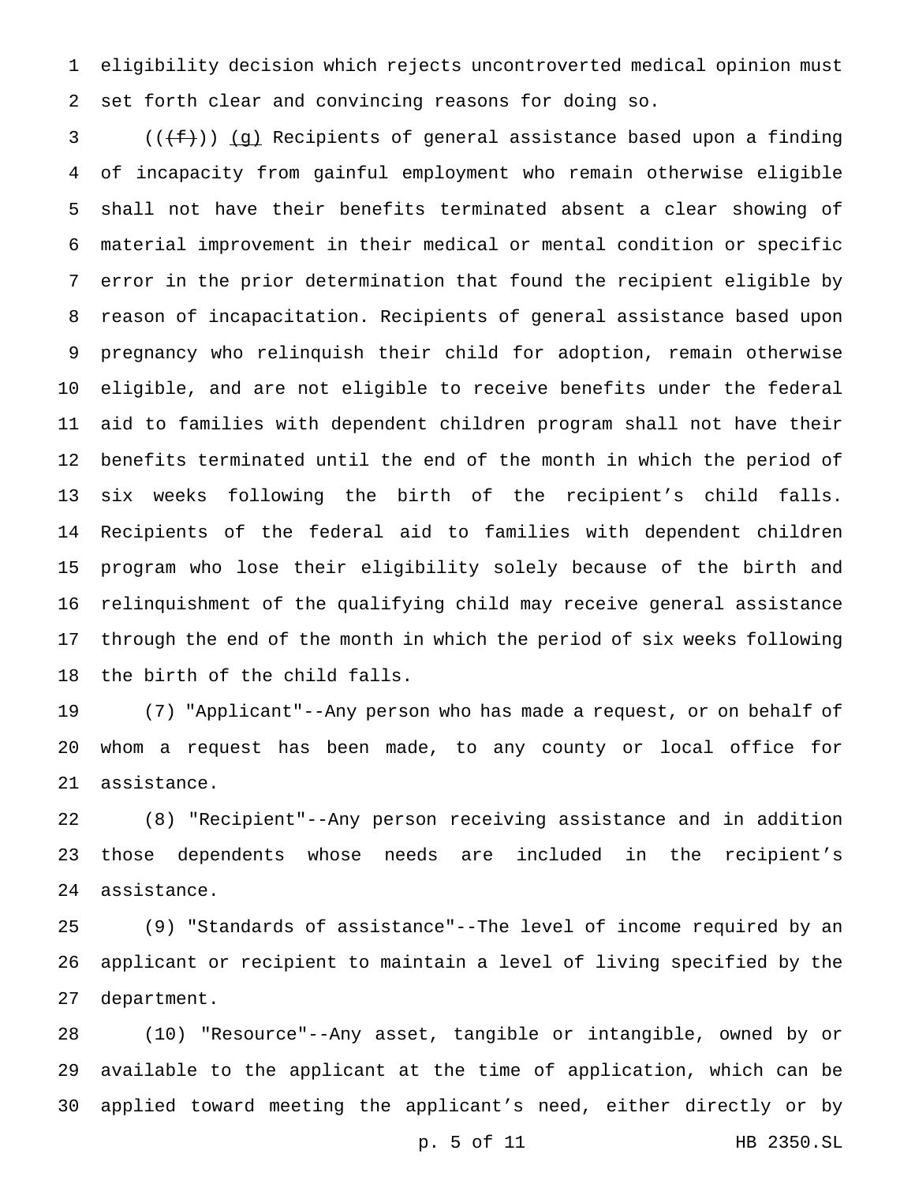eligibility decision which rejects uncontroverted medical opinion must set forth clear and convincing reasons for doing so.

(((f))) (g) Recipients of general assistance based upon a finding of incapacity from gainful employment who remain otherwise eligible shall not have their benefits terminated absent a clear showing of material improvement in their medical or mental condition or specific error in the prior determination that found the recipient eligible by reason of incapacitation. Recipients of general assistance based upon pregnancy who relinquish their child for adoption, remain otherwise eligible, and are not eligible to receive benefits under the federal aid to families with dependent children program shall not have their benefits terminated until the end of the month in which the period of six weeks following the birth of the recipient's child falls. Recipients of the federal aid to families with dependent children program who lose their eligibility solely because of the birth and relinquishment of the qualifying child may receive general assistance through the end of the month in which the period of six weeks following the birth of the child falls.

(7) "Applicant"--Any person who has made a request, or on behalf of whom a request has been made, to any county or local office for assistance.

(8) "Recipient"--Any person receiving assistance and in addition those dependents whose needs are included in the recipient's assistance.

(9) "Standards of assistance"--The level of income required by an applicant or recipient to maintain a level of living specified by the department.

(10) "Resource"--Any asset, tangible or intangible, owned by or available to the applicant at the time of application, which can be applied toward meeting the applicant's need, either directly or by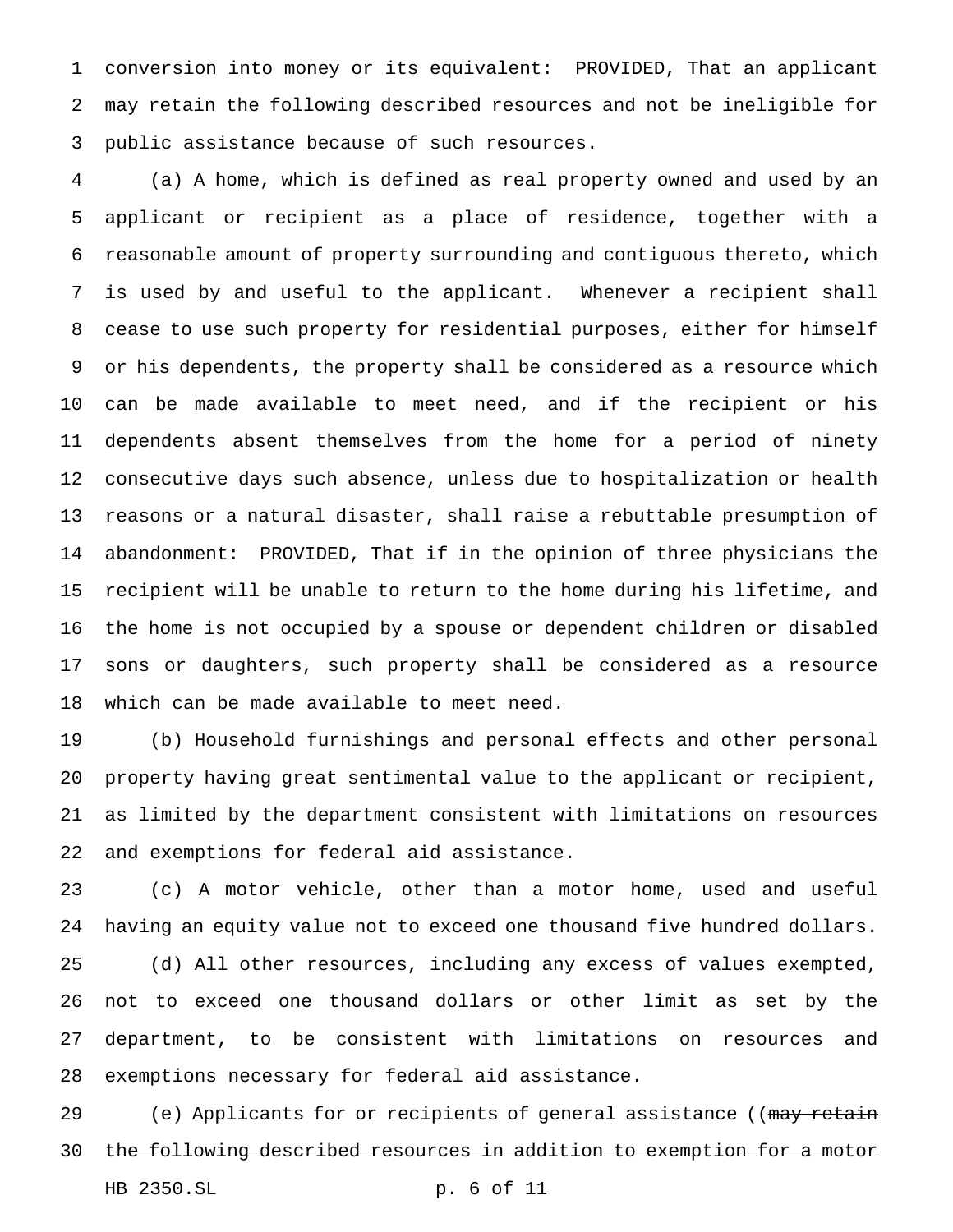conversion into money or its equivalent: PROVIDED, That an applicant may retain the following described resources and not be ineligible for public assistance because of such resources.

(a) A home, which is defined as real property owned and used by an applicant or recipient as a place of residence, together with a reasonable amount of property surrounding and contiguous thereto, which is used by and useful to the applicant. Whenever a recipient shall cease to use such property for residential purposes, either for himself or his dependents, the property shall be considered as a resource which can be made available to meet need, and if the recipient or his dependents absent themselves from the home for a period of ninety consecutive days such absence, unless due to hospitalization or health reasons or a natural disaster, shall raise a rebuttable presumption of abandonment: PROVIDED, That if in the opinion of three physicians the recipient will be unable to return to the home during his lifetime, and the home is not occupied by a spouse or dependent children or disabled sons or daughters, such property shall be considered as a resource which can be made available to meet need.

(b) Household furnishings and personal effects and other personal property having great sentimental value to the applicant or recipient, as limited by the department consistent with limitations on resources and exemptions for federal aid assistance.

(c) A motor vehicle, other than a motor home, used and useful having an equity value not to exceed one thousand five hundred dollars.

(d) All other resources, including any excess of values exempted, not to exceed one thousand dollars or other limit as set by the department, to be consistent with limitations on resources and exemptions necessary for federal aid assistance.

(e) Applicants for or recipients of general assistance ((~~may retain the following described resources in addition to exemption for a motor~~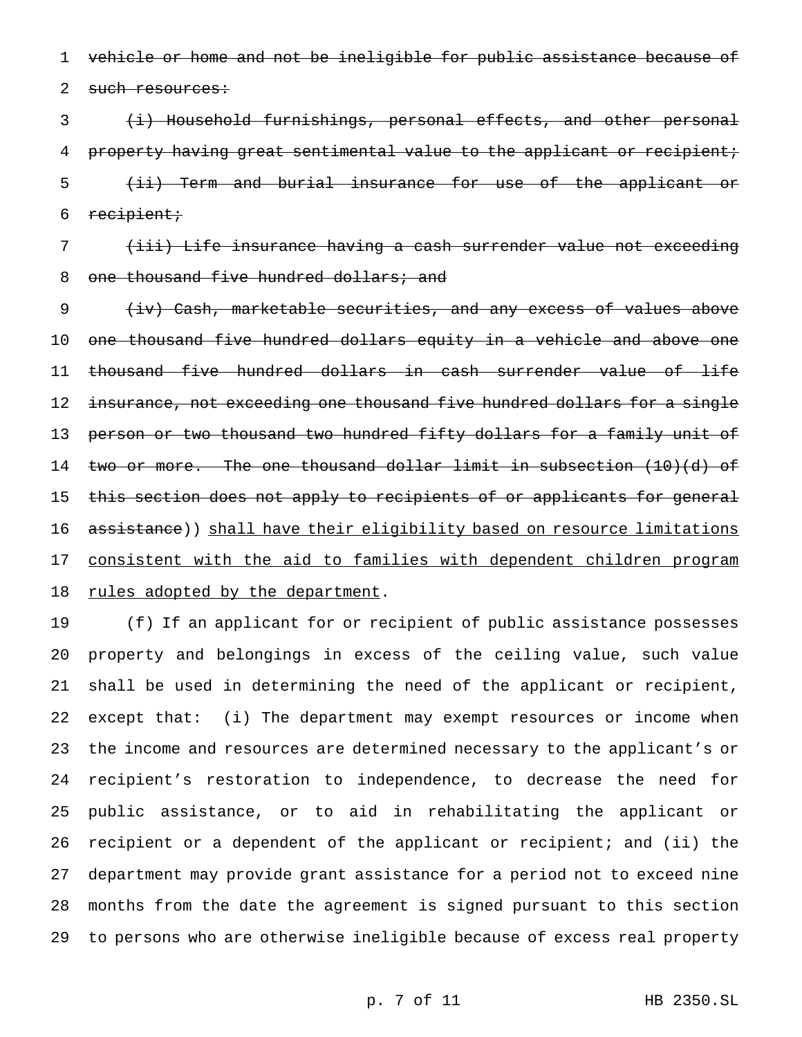~~vehicle or home and not be ineligible for public assistance because of such resources:~~

~~(i) Household furnishings, personal effects, and other personal property having great sentimental value to the applicant or recipient;~~

~~(ii) Term and burial insurance for use of the applicant or recipient;~~

~~(iii) Life insurance having a cash surrender value not exceeding one thousand five hundred dollars; and~~

~~(iv) Cash, marketable securities, and any excess of values above one thousand five hundred dollars equity in a vehicle and above one thousand five hundred dollars in cash surrender value of life insurance, not exceeding one thousand five hundred dollars for a single person or two thousand two hundred fifty dollars for a family unit of two or more. The one thousand dollar limit in subsection (10)(d) of this section does not apply to recipients of or applicants for general assistance~~)) <u>shall have their eligibility based on resource limitations consistent with the aid to families with dependent children program rules adopted by the department</u>.

(f) If an applicant for or recipient of public assistance possesses property and belongings in excess of the ceiling value, such value shall be used in determining the need of the applicant or recipient, except that: (i) The department may exempt resources or income when the income and resources are determined necessary to the applicant's or recipient's restoration to independence, to decrease the need for public assistance, or to aid in rehabilitating the applicant or recipient or a dependent of the applicant or recipient; and (ii) the department may provide grant assistance for a period not to exceed nine months from the date the agreement is signed pursuant to this section to persons who are otherwise ineligible because of excess real property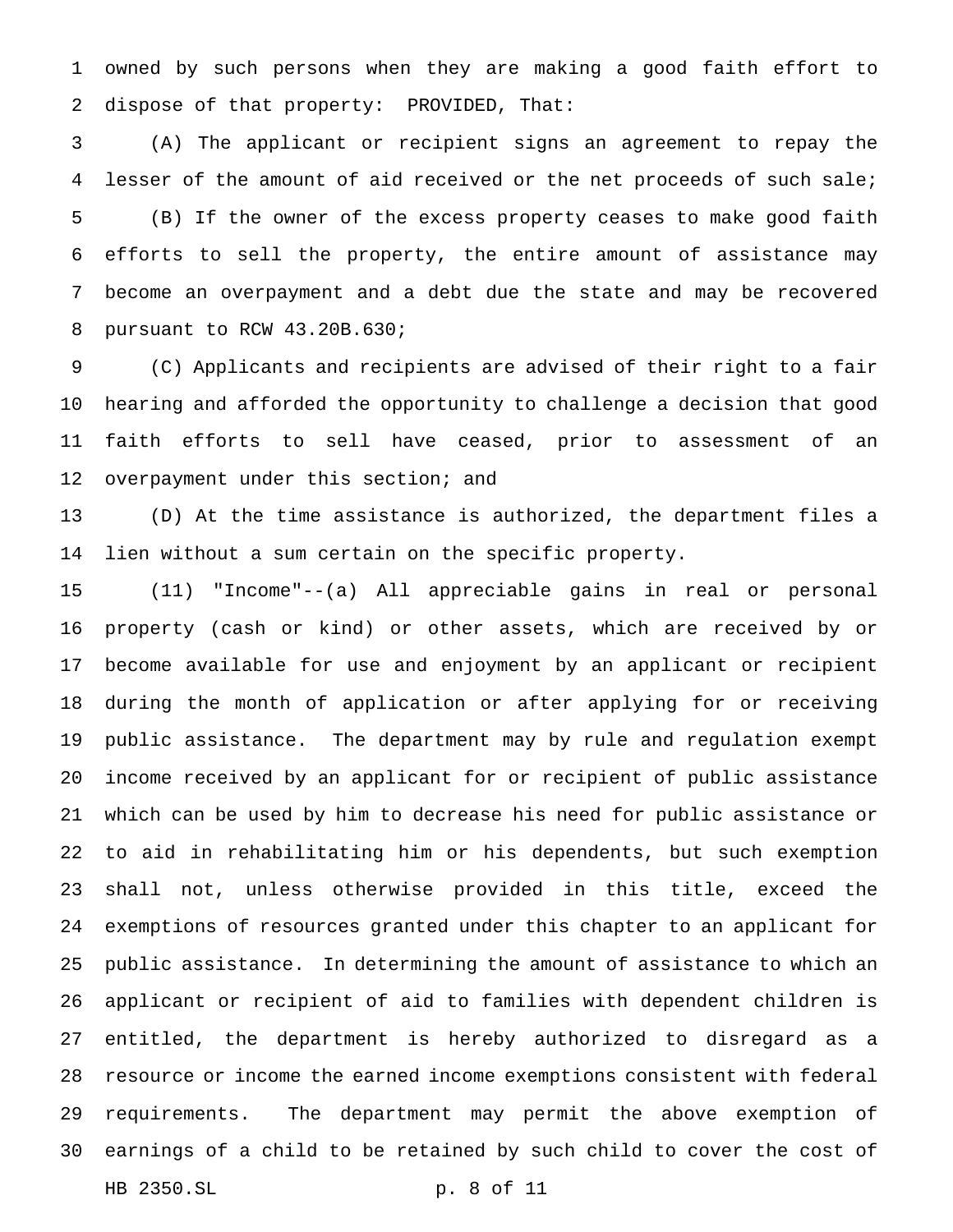owned by such persons when they are making a good faith effort to dispose of that property: PROVIDED, That:

(A) The applicant or recipient signs an agreement to repay the lesser of the amount of aid received or the net proceeds of such sale;

(B) If the owner of the excess property ceases to make good faith efforts to sell the property, the entire amount of assistance may become an overpayment and a debt due the state and may be recovered pursuant to RCW 43.20B.630;

(C) Applicants and recipients are advised of their right to a fair hearing and afforded the opportunity to challenge a decision that good faith efforts to sell have ceased, prior to assessment of an overpayment under this section; and

(D) At the time assistance is authorized, the department files a lien without a sum certain on the specific property.

(11) "Income"--(a) All appreciable gains in real or personal property (cash or kind) or other assets, which are received by or become available for use and enjoyment by an applicant or recipient during the month of application or after applying for or receiving public assistance. The department may by rule and regulation exempt income received by an applicant for or recipient of public assistance which can be used by him to decrease his need for public assistance or to aid in rehabilitating him or his dependents, but such exemption shall not, unless otherwise provided in this title, exceed the exemptions of resources granted under this chapter to an applicant for public assistance. In determining the amount of assistance to which an applicant or recipient of aid to families with dependent children is entitled, the department is hereby authorized to disregard as a resource or income the earned income exemptions consistent with federal requirements. The department may permit the above exemption of earnings of a child to be retained by such child to cover the cost of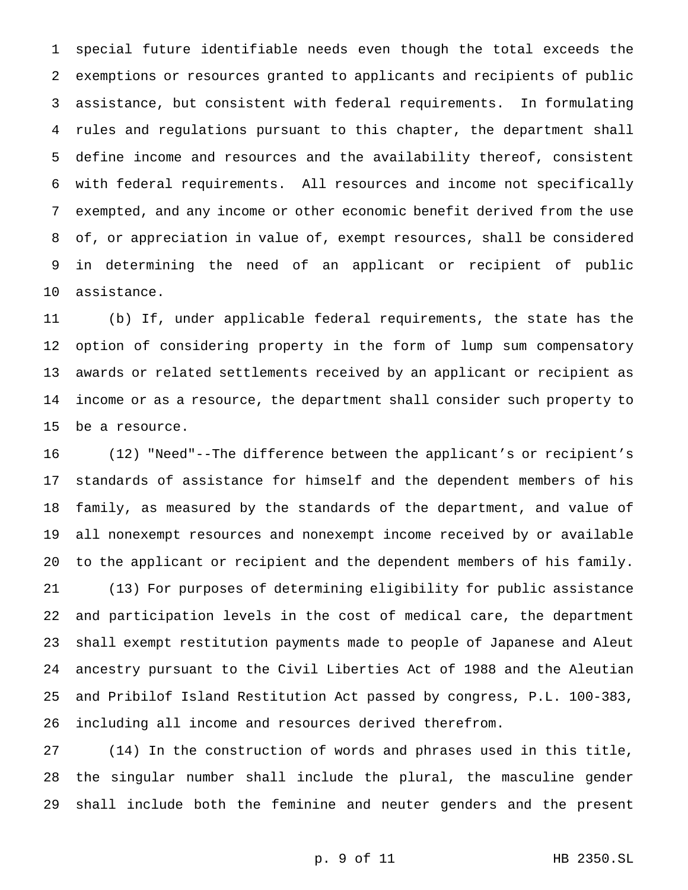special future identifiable needs even though the total exceeds the exemptions or resources granted to applicants and recipients of public assistance, but consistent with federal requirements. In formulating rules and regulations pursuant to this chapter, the department shall define income and resources and the availability thereof, consistent with federal requirements. All resources and income not specifically exempted, and any income or other economic benefit derived from the use of, or appreciation in value of, exempt resources, shall be considered in determining the need of an applicant or recipient of public assistance.

(b) If, under applicable federal requirements, the state has the option of considering property in the form of lump sum compensatory awards or related settlements received by an applicant or recipient as income or as a resource, the department shall consider such property to be a resource.

(12) "Need"--The difference between the applicant's or recipient's standards of assistance for himself and the dependent members of his family, as measured by the standards of the department, and value of all nonexempt resources and nonexempt income received by or available to the applicant or recipient and the dependent members of his family.

(13) For purposes of determining eligibility for public assistance and participation levels in the cost of medical care, the department shall exempt restitution payments made to people of Japanese and Aleut ancestry pursuant to the Civil Liberties Act of 1988 and the Aleutian and Pribilof Island Restitution Act passed by congress, P.L. 100-383, including all income and resources derived therefrom.

(14) In the construction of words and phrases used in this title, the singular number shall include the plural, the masculine gender shall include both the feminine and neuter genders and the present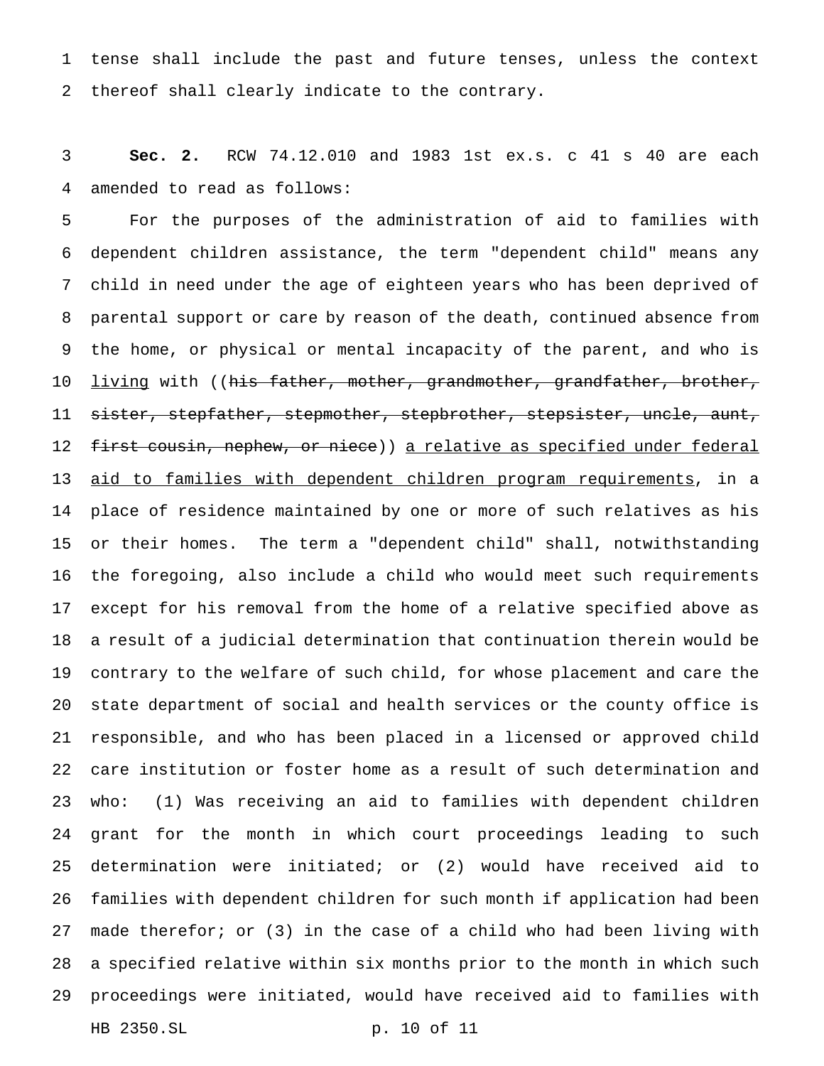tense shall include the past and future tenses, unless the context thereof shall clearly indicate to the contrary.

**Sec. 2.** RCW 74.12.010 and 1983 1st ex.s. c 41 s 40 are each amended to read as follows:

For the purposes of the administration of aid to families with dependent children assistance, the term "dependent child" means any child in need under the age of eighteen years who has been deprived of parental support or care by reason of the death, continued absence from the home, or physical or mental incapacity of the parent, and who is <u>living</u> with ((~~his father, mother, grandmother, grandfather, brother, sister, stepfather, stepmother, stepbrother, stepsister, uncle, aunt, first cousin, nephew, or niece~~)) <u>a relative as specified under federal aid to families with dependent children program requirements</u>, in a place of residence maintained by one or more of such relatives as his or their homes. The term a "dependent child" shall, notwithstanding the foregoing, also include a child who would meet such requirements except for his removal from the home of a relative specified above as a result of a judicial determination that continuation therein would be contrary to the welfare of such child, for whose placement and care the state department of social and health services or the county office is responsible, and who has been placed in a licensed or approved child care institution or foster home as a result of such determination and who: (1) Was receiving an aid to families with dependent children grant for the month in which court proceedings leading to such determination were initiated; or (2) would have received aid to families with dependent children for such month if application had been made therefor; or (3) in the case of a child who had been living with a specified relative within six months prior to the month in which such proceedings were initiated, would have received aid to families with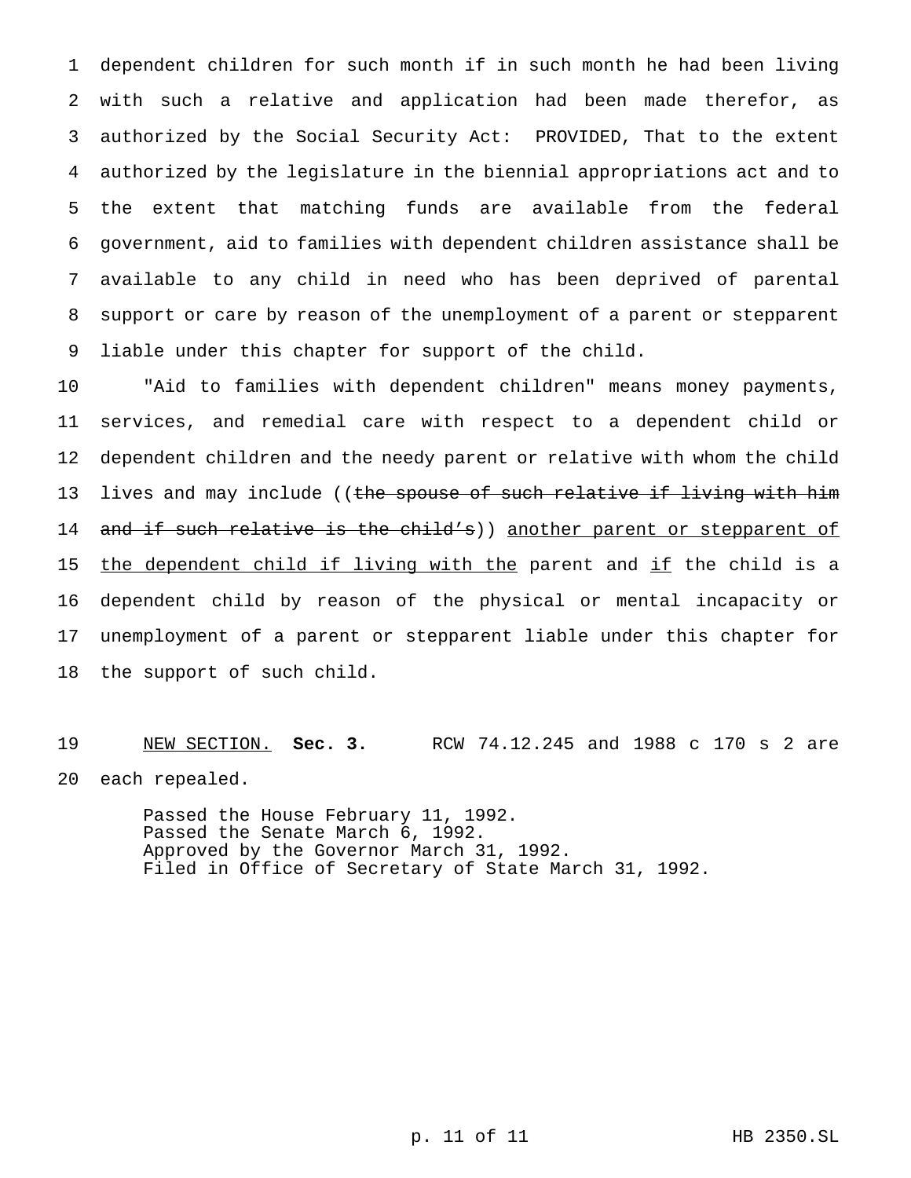dependent children for such month if in such month he had been living with such a relative and application had been made therefor, as authorized by the Social Security Act: PROVIDED, That to the extent authorized by the legislature in the biennial appropriations act and to the extent that matching funds are available from the federal government, aid to families with dependent children assistance shall be available to any child in need who has been deprived of parental support or care by reason of the unemployment of a parent or stepparent liable under this chapter for support of the child.

"Aid to families with dependent children" means money payments, services, and remedial care with respect to a dependent child or dependent children and the needy parent or relative with whom the child lives and may include ((~~the spouse of such relative if living with him and if such relative is the child's~~)) another parent or stepparent of the dependent child if living with the parent and if the child is a dependent child by reason of the physical or mental incapacity or unemployment of a parent or stepparent liable under this chapter for the support of such child.

NEW SECTION. **Sec. 3.** RCW 74.12.245 and 1988 c 170 s 2 are each repealed.

Passed the House February 11, 1992.
Passed the Senate March 6, 1992.
Approved by the Governor March 31, 1992.
Filed in Office of Secretary of State March 31, 1992.